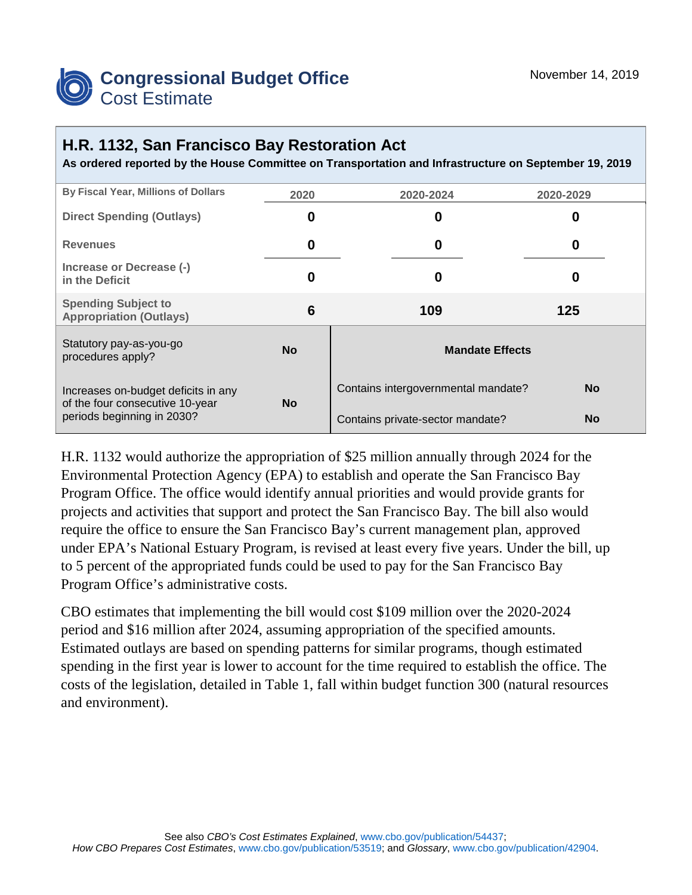# Congressional Budget Office
## Cost Estimate

November 14, 2019

## H.R. 1132, San Francisco Bay Restoration Act

**As ordered reported by the House Committee on Transportation and Infrastructure on September 19, 2019**

| By Fiscal Year, Millions of Dollars | 2020 | 2020-2024 | 2020-2029 |
|---|---|---|---|
| Direct Spending (Outlays) | 0 | 0 | 0 |
| Revenues | 0 | 0 | 0 |
| Increase or Decrease (-) in the Deficit | 0 | 0 | 0 |
| Spending Subject to Appropriation (Outlays) | 6 | 109 | 125 |

| | | Mandate Effects | |
|---|---|---|---|
| Statutory pay-as-you-go procedures apply? | No | Contains intergovernmental mandate? | No |
| Increases on-budget deficits in any of the four consecutive 10-year periods beginning in 2030? | No | Contains private-sector mandate? | No |

H.R. 1132 would authorize the appropriation of $25 million annually through 2024 for the Environmental Protection Agency (EPA) to establish and operate the San Francisco Bay Program Office. The office would identify annual priorities and would provide grants for projects and activities that support and protect the San Francisco Bay. The bill also would require the office to ensure the San Francisco Bay's current management plan, approved under EPA's National Estuary Program, is revised at least every five years. Under the bill, up to 5 percent of the appropriated funds could be used to pay for the San Francisco Bay Program Office's administrative costs.

CBO estimates that implementing the bill would cost $109 million over the 2020-2024 period and $16 million after 2024, assuming appropriation of the specified amounts. Estimated outlays are based on spending patterns for similar programs, though estimated spending in the first year is lower to account for the time required to establish the office. The costs of the legislation, detailed in Table 1, fall within budget function 300 (natural resources and environment).

See also *CBO's Cost Estimates Explained*, www.cbo.gov/publication/54437;
*How CBO Prepares Cost Estimates*, www.cbo.gov/publication/53519; and *Glossary*, www.cbo.gov/publication/42904.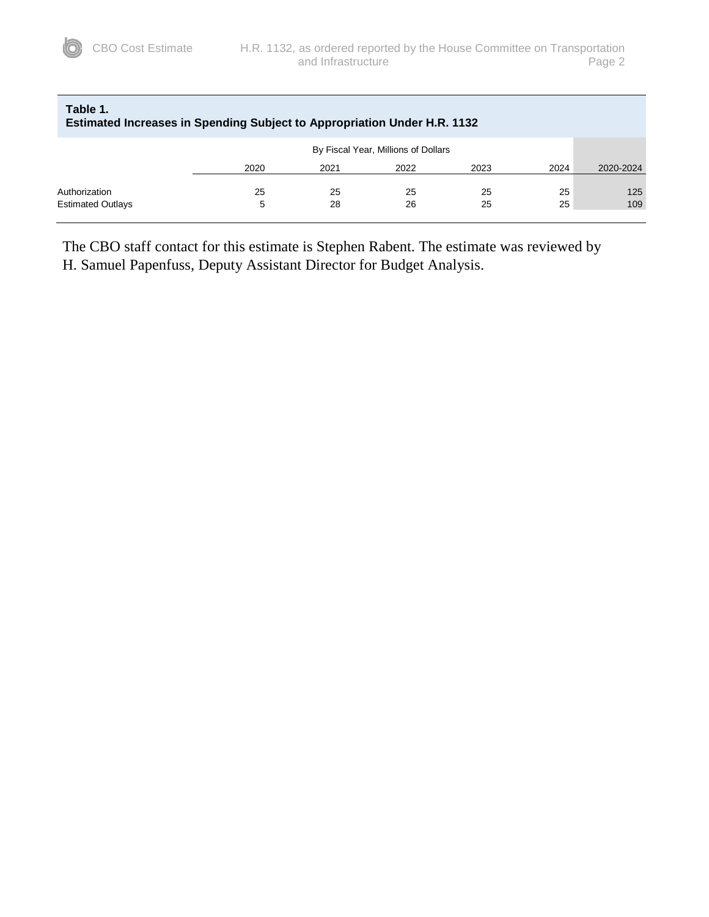**Table 1.**
**Estimated Increases in Spending Subject to Appropriation Under H.R. 1132**

| | By Fiscal Year, Millions of Dollars | | | | | |
|---|---|---|---|---|---|---|
| | 2020 | 2021 | 2022 | 2023 | 2024 | 2020-2024 |
| Authorization | 25 | 25 | 25 | 25 | 25 | 125 |
| Estimated Outlays | 5 | 28 | 26 | 25 | 25 | 109 |

The CBO staff contact for this estimate is Stephen Rabent. The estimate was reviewed by H. Samuel Papenfuss, Deputy Assistant Director for Budget Analysis.